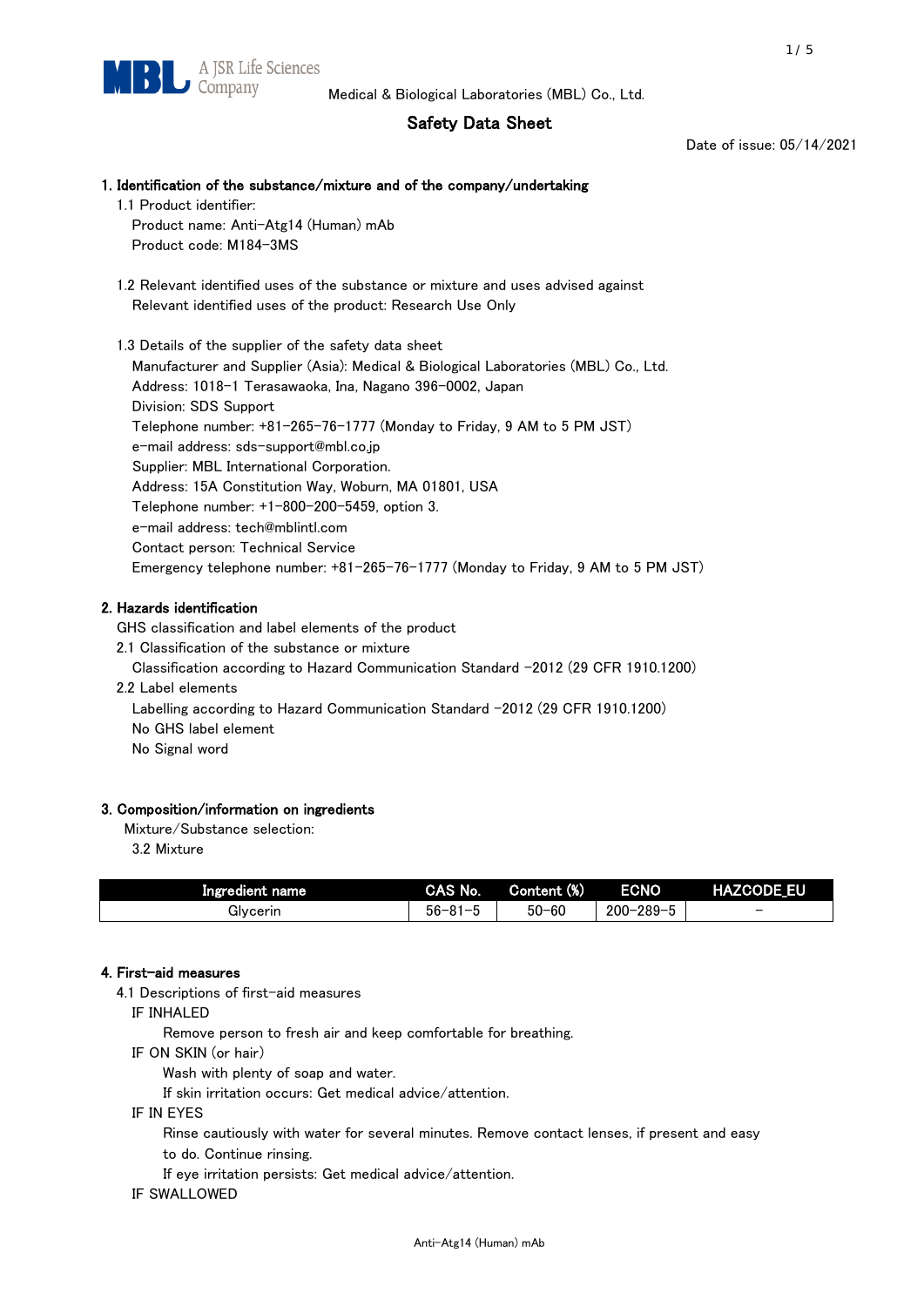Medical & Biological Laboratories (MBL) Co., Ltd.

# Safety Data Sheet

Date of issue: 05/14/2021

## 1. Identification of the substance/mixture and of the company/undertaking

1.1 Product identifier:

Product name: Anti-Atg14 (Human) mAb

Product code: M184-3MS

1.2 Relevant identified uses of the substance or mixture and uses advised against

Relevant identified uses of the product: Research Use Only

1.3 Details of the supplier of the safety data sheet

Manufacturer and Supplier (Asia): Medical & Biological Laboratories (MBL) Co., Ltd.

Address: 1018-1 Terasawaoka, Ina, Nagano 396-0002, Japan

Division: SDS Support

Telephone number: +81-265-76-1777 (Monday to Friday, 9 AM to 5 PM JST)

e-mail address: sds-support@mbl.co.jp

Supplier: MBL International Corporation.

Address: 15A Constitution Way, Woburn, MA 01801, USA

Telephone number: +1-800-200-5459, option 3.

e-mail address: tech@mblintl.com

Contact person: Technical Service

Emergency telephone number: +81-265-76-1777 (Monday to Friday, 9 AM to 5 PM JST)

## 2. Hazards identification

GHS classification and label elements of the product

2.1 Classification of the substance or mixture

Classification according to Hazard Communication Standard -2012 (29 CFR 1910.1200)

2.2 Label elements

Labelling according to Hazard Communication Standard -2012 (29 CFR 1910.1200)

No GHS label element

No Signal word

## 3. Composition/information on ingredients

Mixture/Substance selection:

3.2 Mixture

| Ingredient name | CAS No. | Content (%) | ECNO | HAZCODE_EU |
|---|---|---|---|---|
| Glycerin | 56-81-5 | 50-60 | 200-289-5 | - |

## 4. First-aid measures

4.1 Descriptions of first-aid measures

IF INHALED

Remove person to fresh air and keep comfortable for breathing.

IF ON SKIN (or hair)

Wash with plenty of soap and water.

If skin irritation occurs: Get medical advice/attention.

IF IN EYES

Rinse cautiously with water for several minutes. Remove contact lenses, if present and easy to do. Continue rinsing.

If eye irritation persists: Get medical advice/attention.

IF SWALLOWED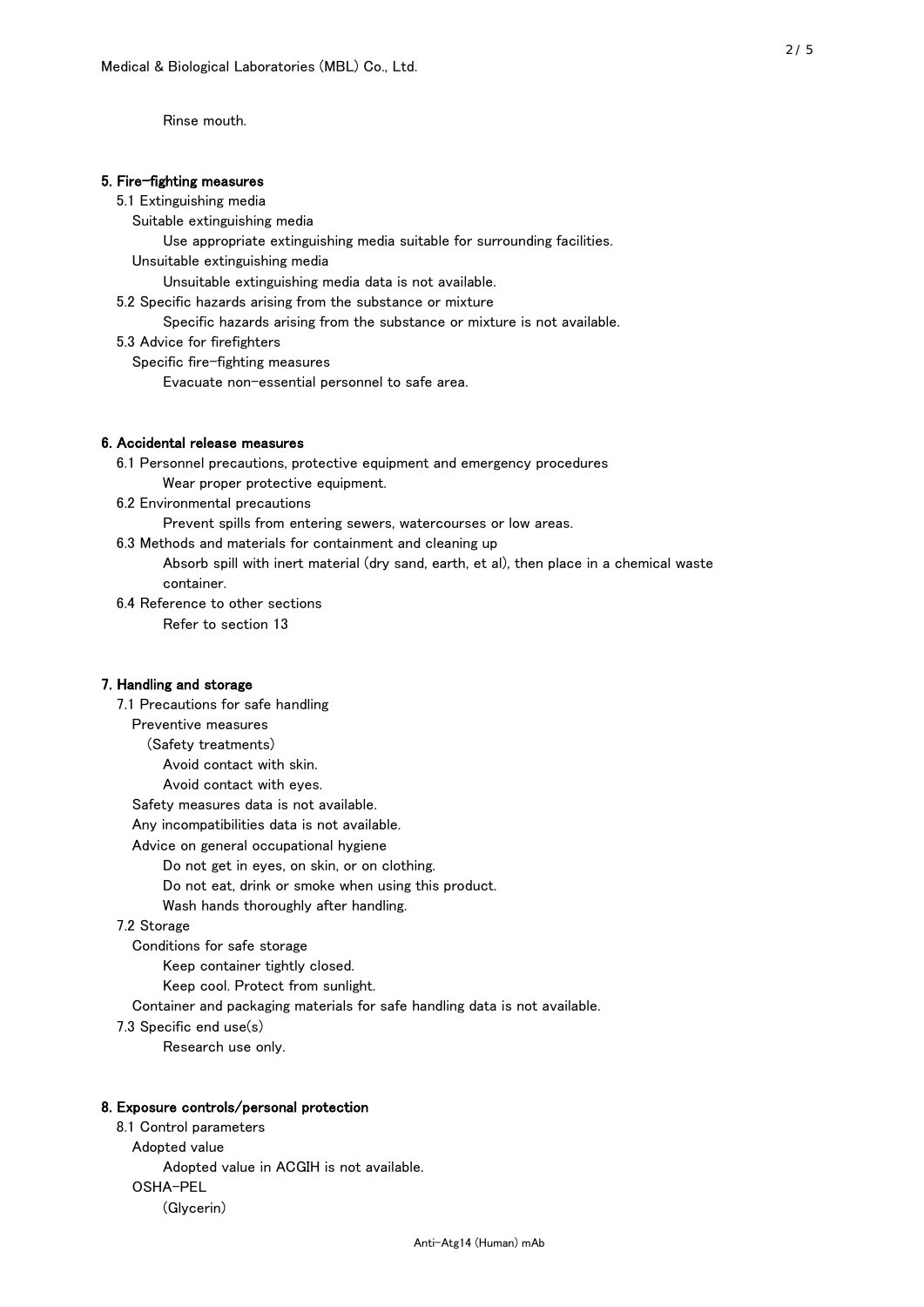Rinse mouth.

## 5. Fire-fighting measures

5.1 Extinguishing media

Suitable extinguishing media

Use appropriate extinguishing media suitable for surrounding facilities.

Unsuitable extinguishing media

Unsuitable extinguishing media data is not available.

5.2 Specific hazards arising from the substance or mixture

Specific hazards arising from the substance or mixture is not available.

5.3 Advice for firefighters

Specific fire-fighting measures

Evacuate non-essential personnel to safe area.

## 6. Accidental release measures

6.1 Personnel precautions, protective equipment and emergency procedures

Wear proper protective equipment.

6.2 Environmental precautions

Prevent spills from entering sewers, watercourses or low areas.

6.3 Methods and materials for containment and cleaning up

Absorb spill with inert material (dry sand, earth, et al), then place in a chemical waste container.

6.4 Reference to other sections

Refer to section 13

## 7. Handling and storage

7.1 Precautions for safe handling

Preventive measures

(Safety treatments)

Avoid contact with skin.

Avoid contact with eyes.

Safety measures data is not available.

Any incompatibilities data is not available.

Advice on general occupational hygiene

Do not get in eyes, on skin, or on clothing.

Do not eat, drink or smoke when using this product.

Wash hands thoroughly after handling.

7.2 Storage

Conditions for safe storage

Keep container tightly closed.

Keep cool. Protect from sunlight.

Container and packaging materials for safe handling data is not available.

7.3 Specific end use(s)

Research use only.

## 8. Exposure controls/personal protection

8.1 Control parameters

Adopted value

Adopted value in ACGIH is not available.

OSHA-PEL

(Glycerin)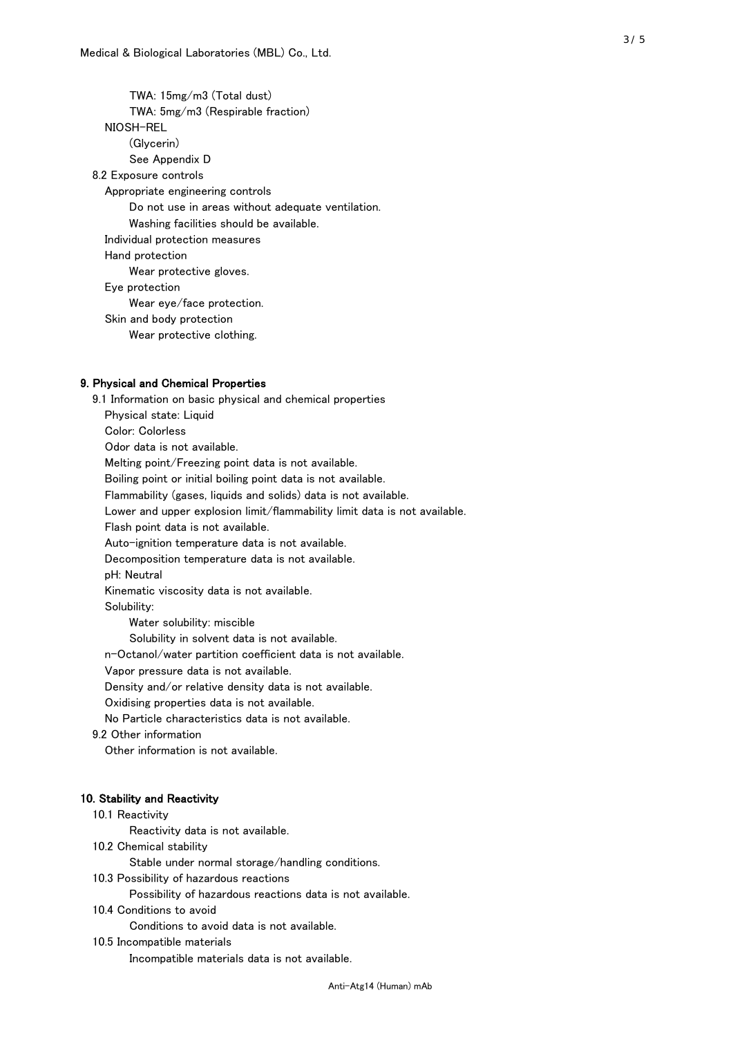TWA: 15mg/m3 (Total dust)

TWA: 5mg/m3 (Respirable fraction)

NIOSH-REL

(Glycerin)

See Appendix D

8.2 Exposure controls

Appropriate engineering controls

Do not use in areas without adequate ventilation.

Washing facilities should be available.

Individual protection measures

Hand protection

Wear protective gloves.

Eye protection

Wear eye/face protection.

Skin and body protection

Wear protective clothing.

## 9. Physical and Chemical Properties

9.1 Information on basic physical and chemical properties

Physical state: Liquid

Color: Colorless

Odor data is not available.

Melting point/Freezing point data is not available.

Boiling point or initial boiling point data is not available.

Flammability (gases, liquids and solids) data is not available.

Lower and upper explosion limit/flammability limit data is not available.

Flash point data is not available.

Auto-ignition temperature data is not available.

Decomposition temperature data is not available.

pH: Neutral

Kinematic viscosity data is not available.

Solubility:

Water solubility: miscible

Solubility in solvent data is not available.

n-Octanol/water partition coefficient data is not available.

Vapor pressure data is not available.

Density and/or relative density data is not available.

Oxidising properties data is not available.

No Particle characteristics data is not available.

9.2 Other information

Other information is not available.

## 10. Stability and Reactivity

10.1 Reactivity

Reactivity data is not available.

10.2 Chemical stability

Stable under normal storage/handling conditions.

10.3 Possibility of hazardous reactions

Possibility of hazardous reactions data is not available.

10.4 Conditions to avoid

Conditions to avoid data is not available.

10.5 Incompatible materials

Incompatible materials data is not available.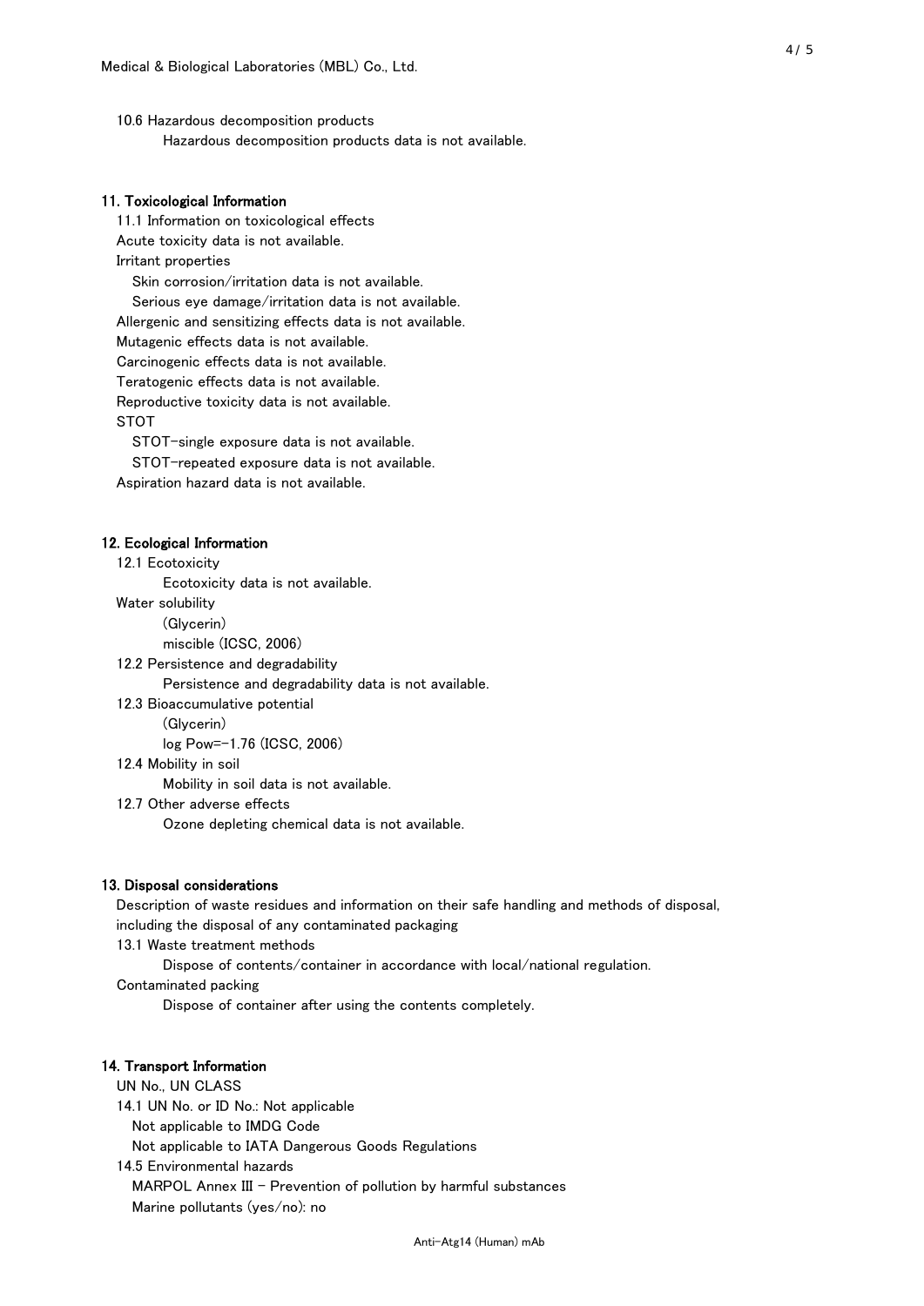10.6 Hazardous decomposition products

Hazardous decomposition products data is not available.

## 11. Toxicological Information

11.1 Information on toxicological effects

Acute toxicity data is not available.

Irritant properties

Skin corrosion/irritation data is not available.

Serious eye damage/irritation data is not available.

Allergenic and sensitizing effects data is not available.

Mutagenic effects data is not available.

Carcinogenic effects data is not available.

Teratogenic effects data is not available.

Reproductive toxicity data is not available.

STOT

STOT-single exposure data is not available.

STOT-repeated exposure data is not available.

Aspiration hazard data is not available.

## 12. Ecological Information

12.1 Ecotoxicity

Ecotoxicity data is not available.

Water solubility

(Glycerin)

miscible (ICSC, 2006)

12.2 Persistence and degradability

Persistence and degradability data is not available.

12.3 Bioaccumulative potential

(Glycerin)

log Pow=-1.76 (ICSC, 2006)

12.4 Mobility in soil

Mobility in soil data is not available.

12.7 Other adverse effects

Ozone depleting chemical data is not available.

## 13. Disposal considerations

Description of waste residues and information on their safe handling and methods of disposal, including the disposal of any contaminated packaging

13.1 Waste treatment methods

Dispose of contents/container in accordance with local/national regulation.

Contaminated packing

Dispose of container after using the contents completely.

## 14. Transport Information

UN No., UN CLASS

14.1 UN No. or ID No.: Not applicable

Not applicable to IMDG Code

Not applicable to IATA Dangerous Goods Regulations

14.5 Environmental hazards

MARPOL Annex III - Prevention of pollution by harmful substances

Marine pollutants (yes/no): no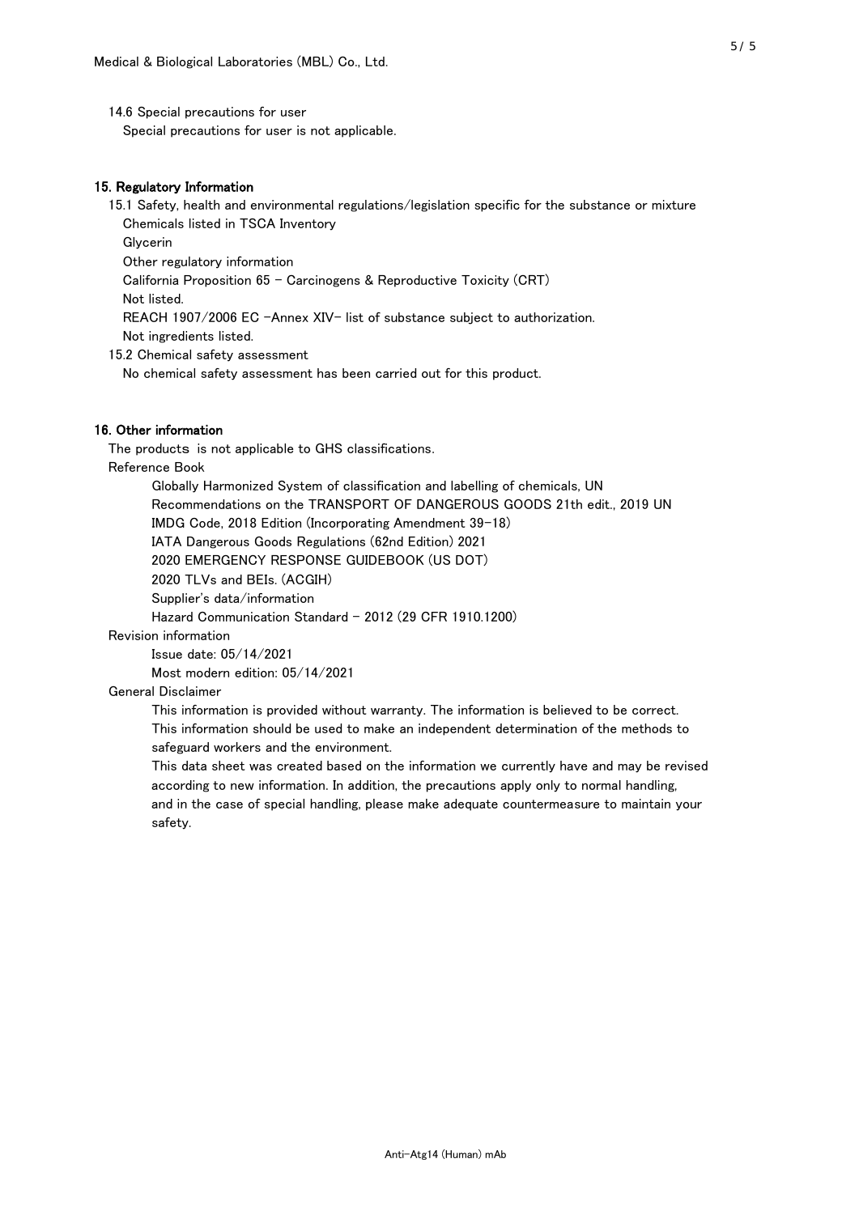14.6 Special precautions for user

Special precautions for user is not applicable.

## 15. Regulatory Information

15.1 Safety, health and environmental regulations/legislation specific for the substance or mixture

Chemicals listed in TSCA Inventory

Glycerin

Other regulatory information

California Proposition 65 - Carcinogens & Reproductive Toxicity (CRT)

Not listed.

REACH 1907/2006 EC -Annex XIV- list of substance subject to authorization.

Not ingredients listed.

15.2 Chemical safety assessment

No chemical safety assessment has been carried out for this product.

## 16. Other information

The products is not applicable to GHS classifications.

Reference Book

Globally Harmonized System of classification and labelling of chemicals, UN

Recommendations on the TRANSPORT OF DANGEROUS GOODS 21th edit., 2019 UN

IMDG Code, 2018 Edition (Incorporating Amendment 39-18)

IATA Dangerous Goods Regulations (62nd Edition) 2021

2020 EMERGENCY RESPONSE GUIDEBOOK (US DOT)

2020 TLVs and BEIs. (ACGIH)

Supplier's data/information

Hazard Communication Standard - 2012 (29 CFR 1910.1200)

Revision information

Issue date: 05/14/2021

Most modern edition: 05/14/2021

General Disclaimer

This information is provided without warranty. The information is believed to be correct. This information should be used to make an independent determination of the methods to safeguard workers and the environment.

This data sheet was created based on the information we currently have and may be revised according to new information. In addition, the precautions apply only to normal handling, and in the case of special handling, please make adequate countermeasure to maintain your safety.